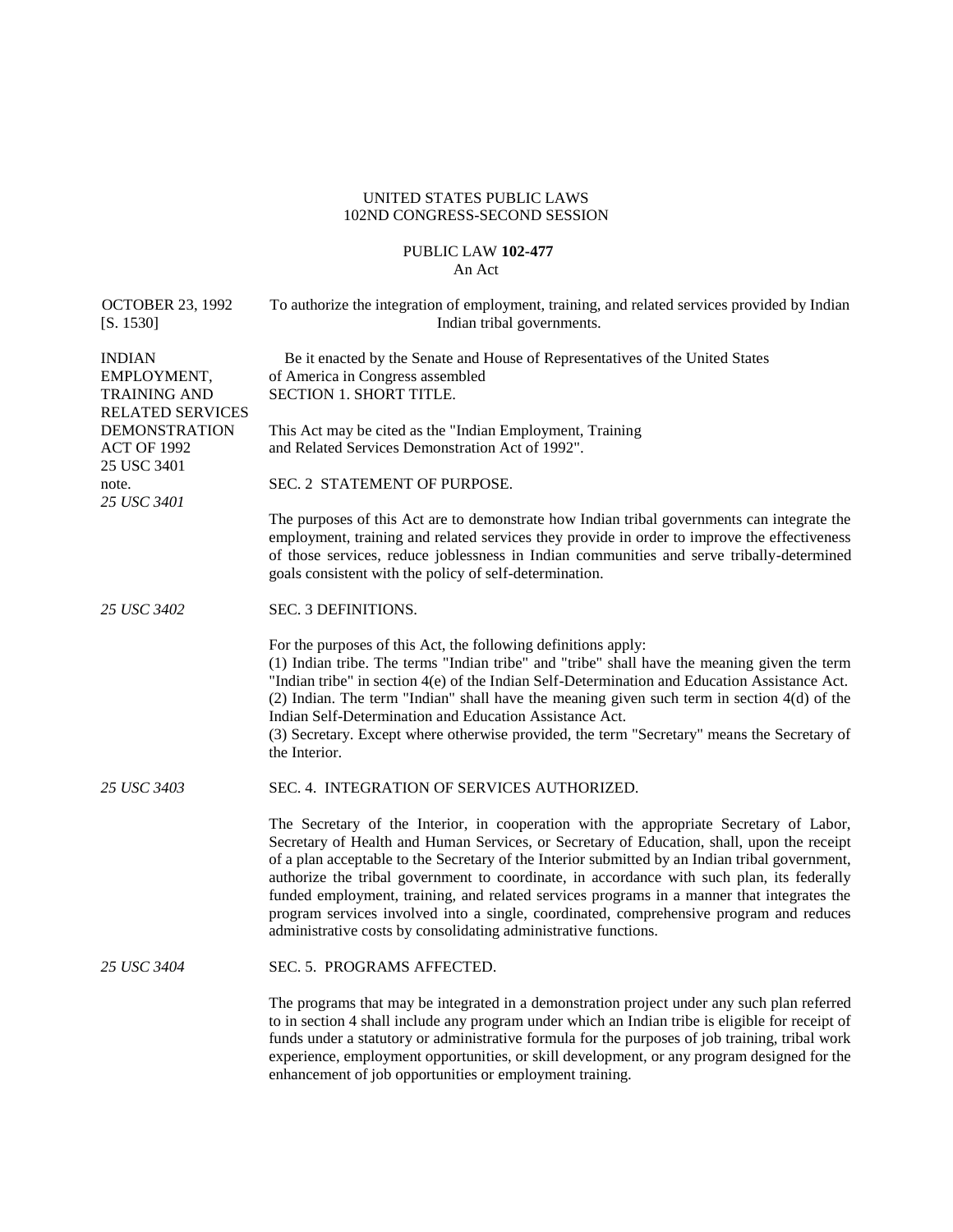UNITED STATES PUBLIC LAWS
102ND CONGRESS-SECOND SESSION

PUBLIC LAW **102-477**
An Act

OCTOBER 23, 1992
[S. 1530]

To authorize the integration of employment, training, and related services provided by Indian Indian tribal governments.

INDIAN EMPLOYMENT, TRAINING AND RELATED SERVICES DEMONSTRATION ACT OF 1992
25 USC 3401 note.

Be it enacted by the Senate and House of Representatives of the United States of America in Congress assembled

SECTION 1. SHORT TITLE.

This Act may be cited as the "Indian Employment, Training and Related Services Demonstration Act of 1992".

*25 USC 3401*

SEC. 2 STATEMENT OF PURPOSE.

The purposes of this Act are to demonstrate how Indian tribal governments can integrate the employment, training and related services they provide in order to improve the effectiveness of those services, reduce joblessness in Indian communities and serve tribally-determined goals consistent with the policy of self-determination.

*25 USC 3402*

SEC. 3 DEFINITIONS.

For the purposes of this Act, the following definitions apply:
(1) Indian tribe. The terms "Indian tribe" and "tribe" shall have the meaning given the term "Indian tribe" in section 4(e) of the Indian Self-Determination and Education Assistance Act.
(2) Indian. The term "Indian" shall have the meaning given such term in section 4(d) of the Indian Self-Determination and Education Assistance Act.
(3) Secretary. Except where otherwise provided, the term "Secretary" means the Secretary of the Interior.

*25 USC 3403*

SEC. 4. INTEGRATION OF SERVICES AUTHORIZED.

The Secretary of the Interior, in cooperation with the appropriate Secretary of Labor, Secretary of Health and Human Services, or Secretary of Education, shall, upon the receipt of a plan acceptable to the Secretary of the Interior submitted by an Indian tribal government, authorize the tribal government to coordinate, in accordance with such plan, its federally funded employment, training, and related services programs in a manner that integrates the program services involved into a single, coordinated, comprehensive program and reduces administrative costs by consolidating administrative functions.

*25 USC 3404*

SEC. 5. PROGRAMS AFFECTED.

The programs that may be integrated in a demonstration project under any such plan referred to in section 4 shall include any program under which an Indian tribe is eligible for receipt of funds under a statutory or administrative formula for the purposes of job training, tribal work experience, employment opportunities, or skill development, or any program designed for the enhancement of job opportunities or employment training.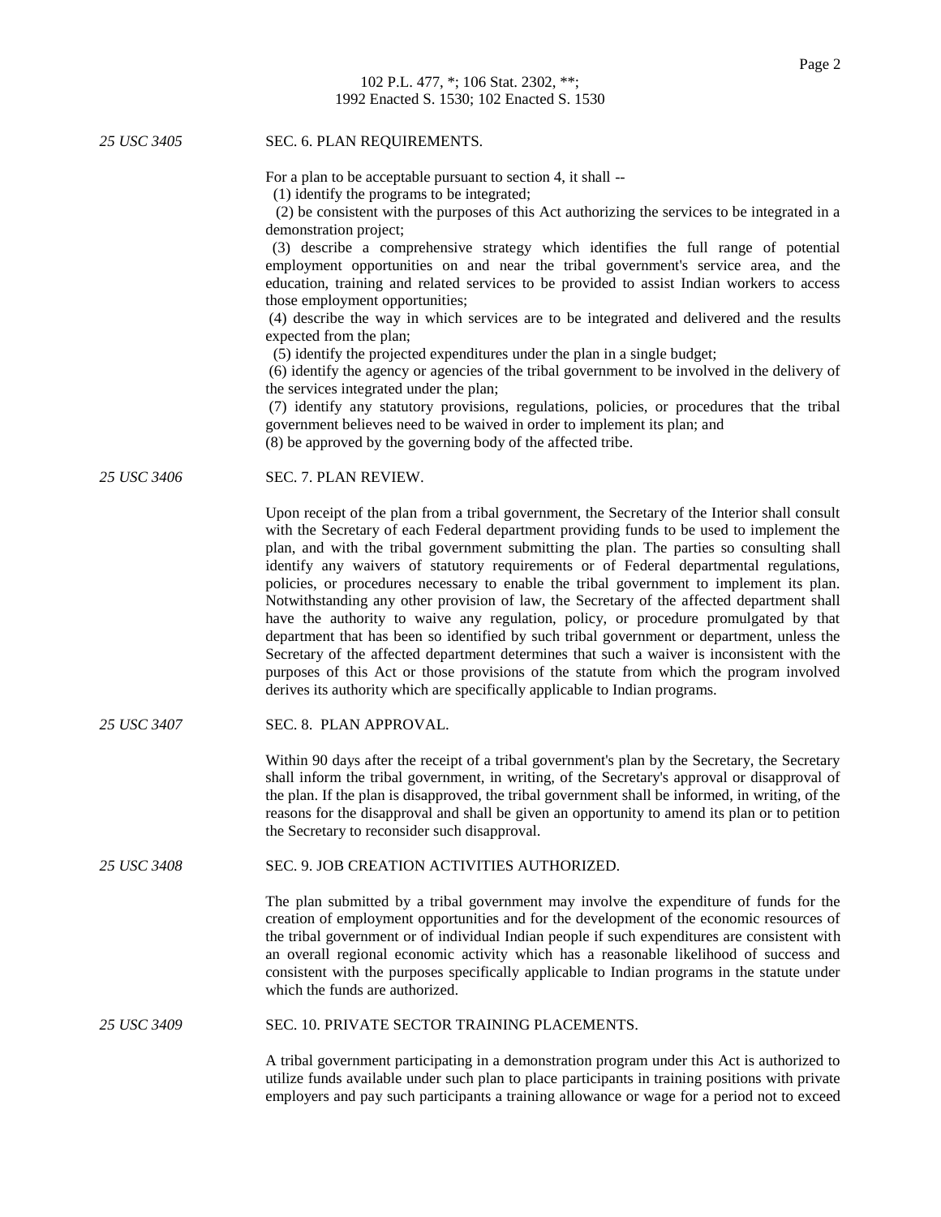25 USC 3405

## SEC. 6. PLAN REQUIREMENTS.

For a plan to be acceptable pursuant to section 4, it shall --

(1) identify the programs to be integrated;

(2) be consistent with the purposes of this Act authorizing the services to be integrated in a demonstration project;

(3) describe a comprehensive strategy which identifies the full range of potential employment opportunities on and near the tribal government's service area, and the education, training and related services to be provided to assist Indian workers to access those employment opportunities;

(4) describe the way in which services are to be integrated and delivered and the results expected from the plan;

(5) identify the projected expenditures under the plan in a single budget;

(6) identify the agency or agencies of the tribal government to be involved in the delivery of the services integrated under the plan;

(7) identify any statutory provisions, regulations, policies, or procedures that the tribal government believes need to be waived in order to implement its plan; and

(8) be approved by the governing body of the affected tribe.

25 USC 3406

## SEC. 7. PLAN REVIEW.

Upon receipt of the plan from a tribal government, the Secretary of the Interior shall consult with the Secretary of each Federal department providing funds to be used to implement the plan, and with the tribal government submitting the plan. The parties so consulting shall identify any waivers of statutory requirements or of Federal departmental regulations, policies, or procedures necessary to enable the tribal government to implement its plan. Notwithstanding any other provision of law, the Secretary of the affected department shall have the authority to waive any regulation, policy, or procedure promulgated by that department that has been so identified by such tribal government or department, unless the Secretary of the affected department determines that such a waiver is inconsistent with the purposes of this Act or those provisions of the statute from which the program involved derives its authority which are specifically applicable to Indian programs.

25 USC 3407

## SEC. 8. PLAN APPROVAL.

Within 90 days after the receipt of a tribal government's plan by the Secretary, the Secretary shall inform the tribal government, in writing, of the Secretary's approval or disapproval of the plan. If the plan is disapproved, the tribal government shall be informed, in writing, of the reasons for the disapproval and shall be given an opportunity to amend its plan or to petition the Secretary to reconsider such disapproval.

25 USC 3408

## SEC. 9. JOB CREATION ACTIVITIES AUTHORIZED.

The plan submitted by a tribal government may involve the expenditure of funds for the creation of employment opportunities and for the development of the economic resources of the tribal government or of individual Indian people if such expenditures are consistent with an overall regional economic activity which has a reasonable likelihood of success and consistent with the purposes specifically applicable to Indian programs in the statute under which the funds are authorized.

25 USC 3409

## SEC. 10. PRIVATE SECTOR TRAINING PLACEMENTS.

A tribal government participating in a demonstration program under this Act is authorized to utilize funds available under such plan to place participants in training positions with private employers and pay such participants a training allowance or wage for a period not to exceed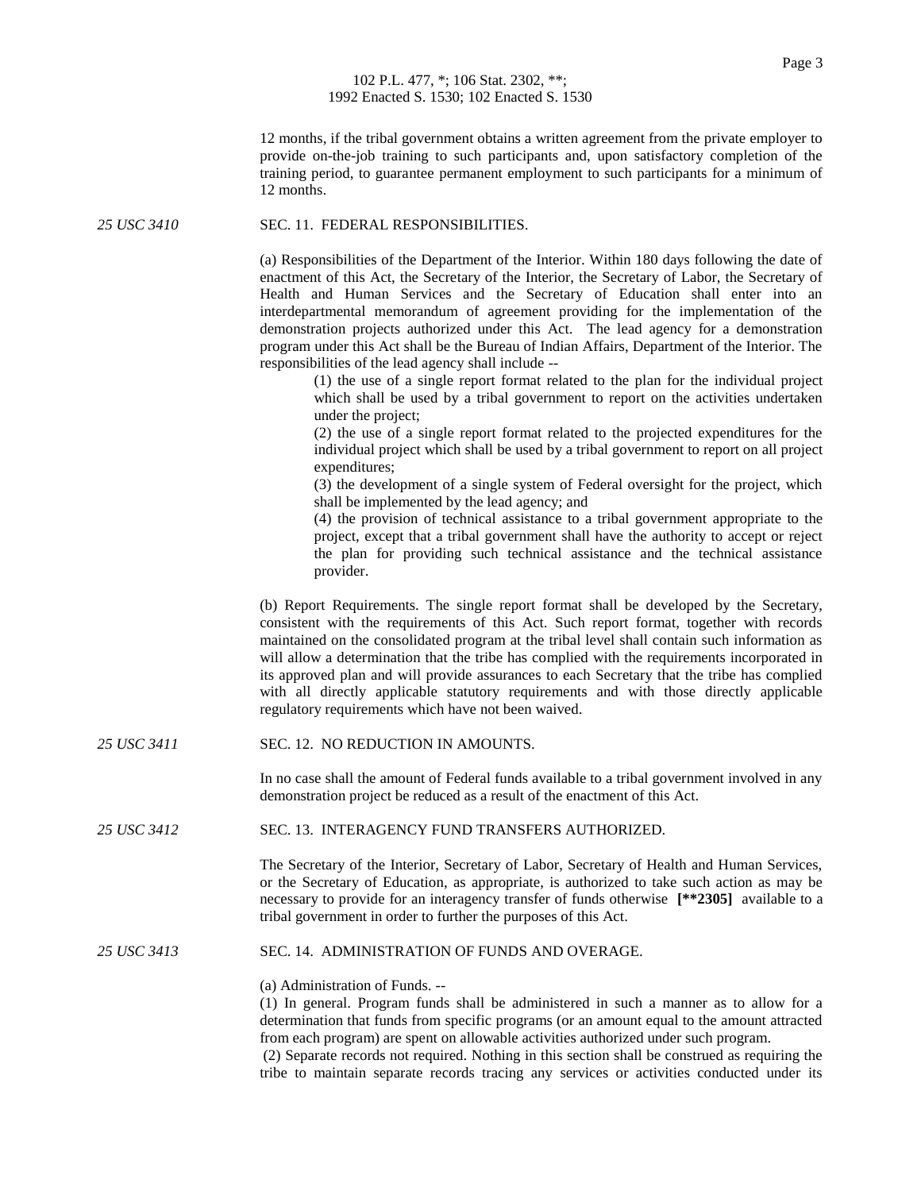12 months, if the tribal government obtains a written agreement from the private employer to provide on-the-job training to such participants and, upon satisfactory completion of the training period, to guarantee permanent employment to such participants for a minimum of 12 months.

*25 USC 3410*

## SEC. 11. FEDERAL RESPONSIBILITIES.

(a) Responsibilities of the Department of the Interior. Within 180 days following the date of enactment of this Act, the Secretary of the Interior, the Secretary of Labor, the Secretary of Health and Human Services and the Secretary of Education shall enter into an interdepartmental memorandum of agreement providing for the implementation of the demonstration projects authorized under this Act. The lead agency for a demonstration program under this Act shall be the Bureau of Indian Affairs, Department of the Interior. The responsibilities of the lead agency shall include --

(1) the use of a single report format related to the plan for the individual project which shall be used by a tribal government to report on the activities undertaken under the project;

(2) the use of a single report format related to the projected expenditures for the individual project which shall be used by a tribal government to report on all project expenditures;

(3) the development of a single system of Federal oversight for the project, which shall be implemented by the lead agency; and

(4) the provision of technical assistance to a tribal government appropriate to the project, except that a tribal government shall have the authority to accept or reject the plan for providing such technical assistance and the technical assistance provider.

(b) Report Requirements. The single report format shall be developed by the Secretary, consistent with the requirements of this Act. Such report format, together with records maintained on the consolidated program at the tribal level shall contain such information as will allow a determination that the tribe has complied with the requirements incorporated in its approved plan and will provide assurances to each Secretary that the tribe has complied with all directly applicable statutory requirements and with those directly applicable regulatory requirements which have not been waived.

*25 USC 3411*

## SEC. 12. NO REDUCTION IN AMOUNTS.

In no case shall the amount of Federal funds available to a tribal government involved in any demonstration project be reduced as a result of the enactment of this Act.

*25 USC 3412*

## SEC. 13. INTERAGENCY FUND TRANSFERS AUTHORIZED.

The Secretary of the Interior, Secretary of Labor, Secretary of Health and Human Services, or the Secretary of Education, as appropriate, is authorized to take such action as may be necessary to provide for an interagency transfer of funds otherwise **[**2305]** available to a tribal government in order to further the purposes of this Act.

*25 USC 3413*

## SEC. 14. ADMINISTRATION OF FUNDS AND OVERAGE.

(a) Administration of Funds. --

(1) In general. Program funds shall be administered in such a manner as to allow for a determination that funds from specific programs (or an amount equal to the amount attracted from each program) are spent on allowable activities authorized under such program.

(2) Separate records not required. Nothing in this section shall be construed as requiring the tribe to maintain separate records tracing any services or activities conducted under its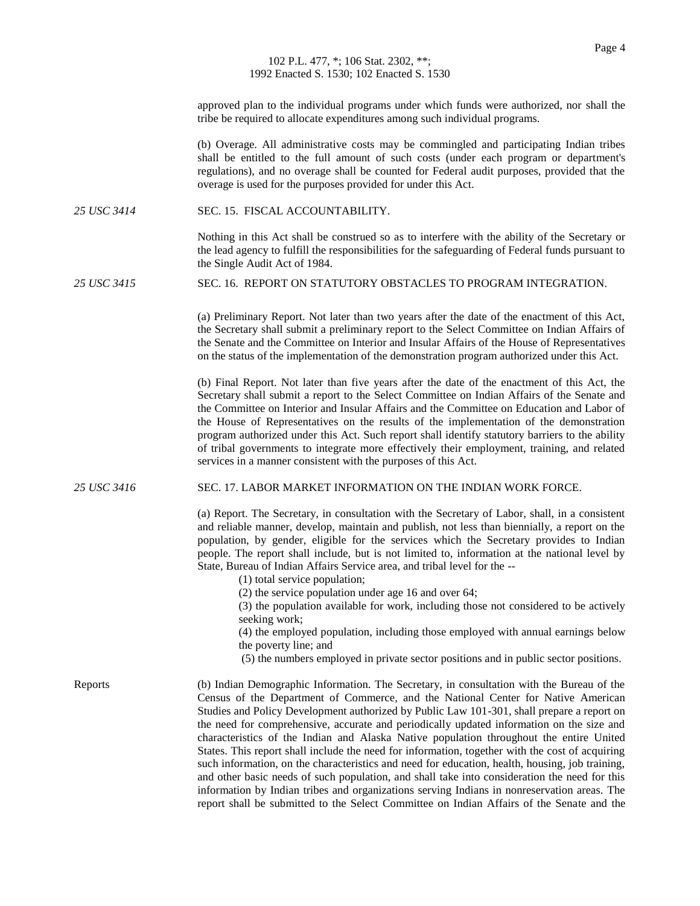approved plan to the individual programs under which funds were authorized, nor shall the tribe be required to allocate expenditures among such individual programs.

(b) Overage. All administrative costs may be commingled and participating Indian tribes shall be entitled to the full amount of such costs (under each program or department's regulations), and no overage shall be counted for Federal audit purposes, provided that the overage is used for the purposes provided for under this Act.

*25 USC 3414*

## SEC. 15. FISCAL ACCOUNTABILITY.

Nothing in this Act shall be construed so as to interfere with the ability of the Secretary or the lead agency to fulfill the responsibilities for the safeguarding of Federal funds pursuant to the Single Audit Act of 1984.

*25 USC 3415*

## SEC. 16. REPORT ON STATUTORY OBSTACLES TO PROGRAM INTEGRATION.

(a) Preliminary Report. Not later than two years after the date of the enactment of this Act, the Secretary shall submit a preliminary report to the Select Committee on Indian Affairs of the Senate and the Committee on Interior and Insular Affairs of the House of Representatives on the status of the implementation of the demonstration program authorized under this Act.

(b) Final Report. Not later than five years after the date of the enactment of this Act, the Secretary shall submit a report to the Select Committee on Indian Affairs of the Senate and the Committee on Interior and Insular Affairs and the Committee on Education and Labor of the House of Representatives on the results of the implementation of the demonstration program authorized under this Act. Such report shall identify statutory barriers to the ability of tribal governments to integrate more effectively their employment, training, and related services in a manner consistent with the purposes of this Act.

*25 USC 3416*

## SEC. 17. LABOR MARKET INFORMATION ON THE INDIAN WORK FORCE.

(a) Report. The Secretary, in consultation with the Secretary of Labor, shall, in a consistent and reliable manner, develop, maintain and publish, not less than biennially, a report on the population, by gender, eligible for the services which the Secretary provides to Indian people. The report shall include, but is not limited to, information at the national level by State, Bureau of Indian Affairs Service area, and tribal level for the --

(1) total service population;

(2) the service population under age 16 and over 64;

(3) the population available for work, including those not considered to be actively seeking work;

(4) the employed population, including those employed with annual earnings below the poverty line; and

(5) the numbers employed in private sector positions and in public sector positions.

Reports

(b) Indian Demographic Information. The Secretary, in consultation with the Bureau of the Census of the Department of Commerce, and the National Center for Native American Studies and Policy Development authorized by Public Law 101-301, shall prepare a report on the need for comprehensive, accurate and periodically updated information on the size and characteristics of the Indian and Alaska Native population throughout the entire United States. This report shall include the need for information, together with the cost of acquiring such information, on the characteristics and need for education, health, housing, job training, and other basic needs of such population, and shall take into consideration the need for this information by Indian tribes and organizations serving Indians in nonreservation areas. The report shall be submitted to the Select Committee on Indian Affairs of the Senate and the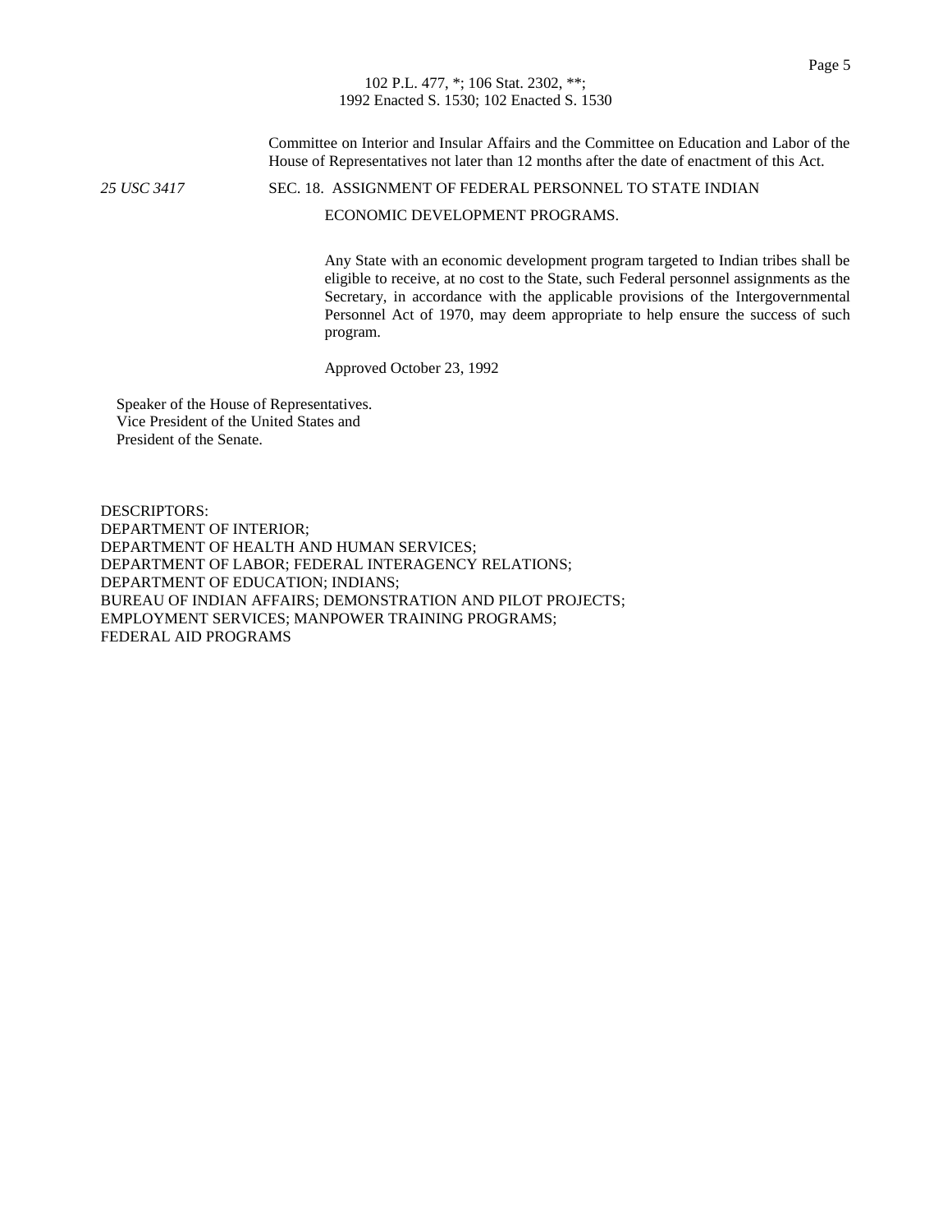Committee on Interior and Insular Affairs and the Committee on Education and Labor of the House of Representatives not later than 12 months after the date of enactment of this Act.

*25 USC 3417*

## SEC. 18. ASSIGNMENT OF FEDERAL PERSONNEL TO STATE INDIAN ECONOMIC DEVELOPMENT PROGRAMS.

Any State with an economic development program targeted to Indian tribes shall be eligible to receive, at no cost to the State, such Federal personnel assignments as the Secretary, in accordance with the applicable provisions of the Intergovernmental Personnel Act of 1970, may deem appropriate to help ensure the success of such program.

Approved October 23, 1992

Speaker of the House of Representatives.
Vice President of the United States and
President of the Senate.

DESCRIPTORS:
DEPARTMENT OF INTERIOR;
DEPARTMENT OF HEALTH AND HUMAN SERVICES;
DEPARTMENT OF LABOR; FEDERAL INTERAGENCY RELATIONS;
DEPARTMENT OF EDUCATION; INDIANS;
BUREAU OF INDIAN AFFAIRS; DEMONSTRATION AND PILOT PROJECTS;
EMPLOYMENT SERVICES; MANPOWER TRAINING PROGRAMS;
FEDERAL AID PROGRAMS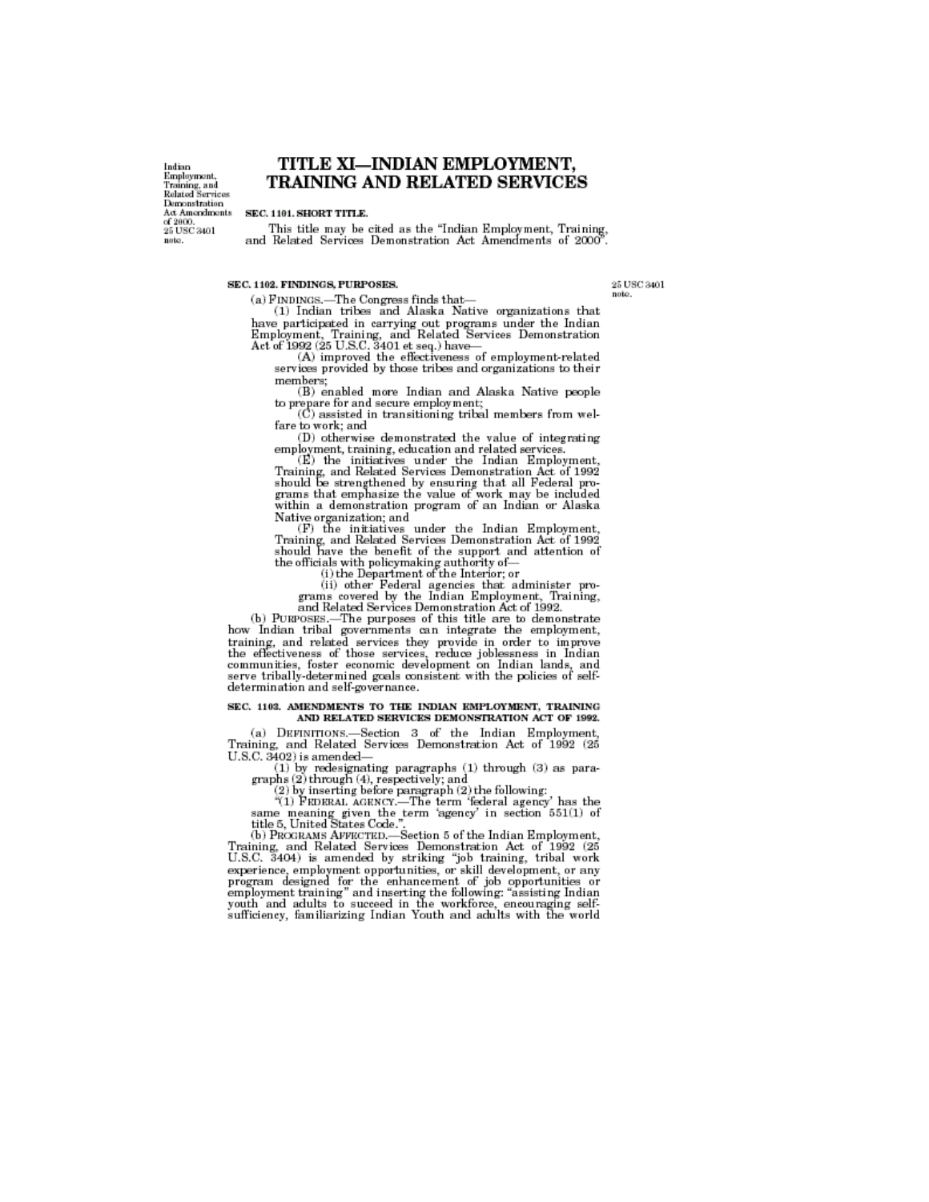Indian Employment, Training, and Related Services Demonstration Act Amendments of 2000.
25 USC 3401 note.

# TITLE XI—INDIAN EMPLOYMENT, TRAINING AND RELATED SERVICES

## SEC. 1101. SHORT TITLE.

This title may be cited as the "Indian Employment, Training, and Related Services Demonstration Act Amendments of 2000".

## SEC. 1102. FINDINGS, PURPOSES.

25 USC 3401 note.

(a) FINDINGS.—The Congress finds that—

(1) Indian tribes and Alaska Native organizations that have participated in carrying out programs under the Indian Employment, Training, and Related Services Demonstration Act of 1992 (25 U.S.C. 3401 et seq.) have—

(A) improved the effectiveness of employment-related services provided by those tribes and organizations to their members;

(B) enabled more Indian and Alaska Native people to prepare for and secure employment;

(C) assisted in transitioning tribal members from welfare to work; and

(D) otherwise demonstrated the value of integrating employment, training, education and related services.

(E) the initiatives under the Indian Employment, Training, and Related Services Demonstration Act of 1992 should be strengthened by ensuring that all Federal programs that emphasize the value of work may be included within a demonstration program of an Indian or Alaska Native organization; and

(F) the initiatives under the Indian Employment, Training, and Related Services Demonstration Act of 1992 should have the benefit of the support and attention of the officials with policymaking authority of—

(i) the Department of the Interior; or

(ii) other Federal agencies that administer programs covered by the Indian Employment, Training, and Related Services Demonstration Act of 1992.

(b) PURPOSES.—The purposes of this title are to demonstrate how Indian tribal governments can integrate the employment, training, and related services they provide in order to improve the effectiveness of those services, reduce joblessness in Indian communities, foster economic development on Indian lands, and serve tribally-determined goals consistent with the policies of self-determination and self-governance.

## SEC. 1103. AMENDMENTS TO THE INDIAN EMPLOYMENT, TRAINING AND RELATED SERVICES DEMONSTRATION ACT OF 1992.

(a) DEFINITIONS.—Section 3 of the Indian Employment, Training, and Related Services Demonstration Act of 1992 (25 U.S.C. 3402) is amended—

(1) by redesignating paragraphs (1) through (3) as paragraphs (2) through (4), respectively; and

(2) by inserting before paragraph (2) the following:

"(1) FEDERAL AGENCY.—The term 'federal agency' has the same meaning given the term 'agency' in section 551(1) of title 5, United States Code.".

(b) PROGRAMS AFFECTED.—Section 5 of the Indian Employment, Training, and Related Services Demonstration Act of 1992 (25 U.S.C. 3404) is amended by striking "job training, tribal work experience, employment opportunities, or skill development, or any program designed for the enhancement of job opportunities or employment training" and inserting the following: "assisting Indian youth and adults to succeed in the workforce, encouraging self-sufficiency, familiarizing Indian Youth and adults with the world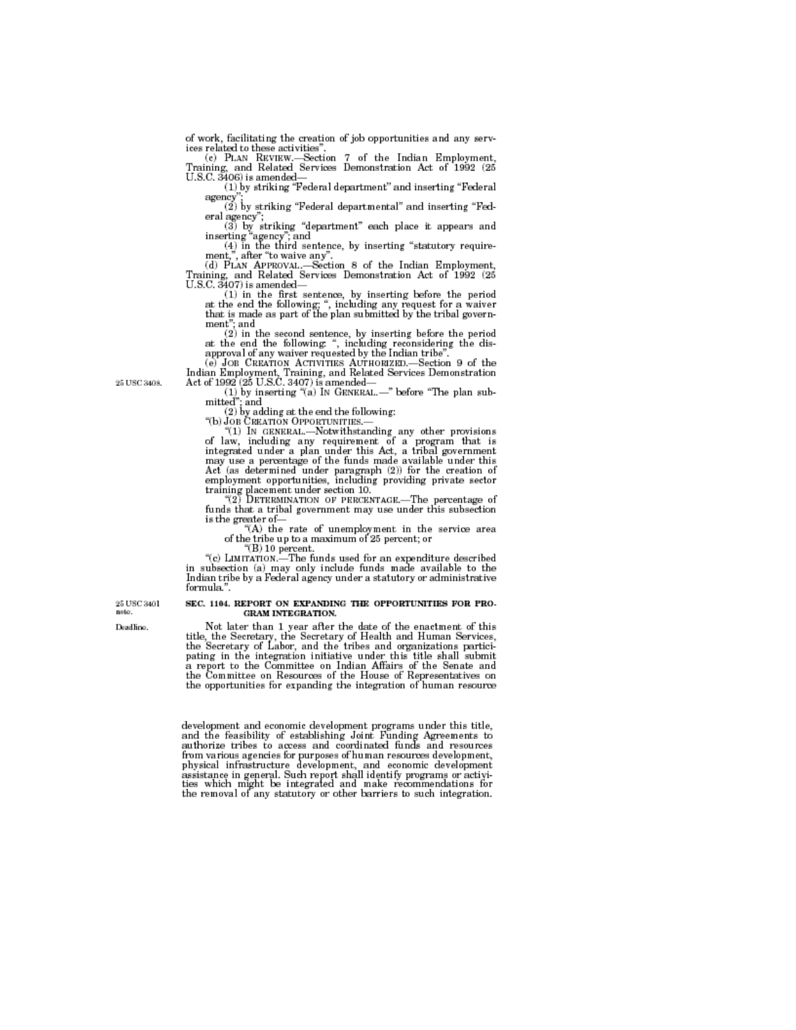of work, facilitating the creation of job opportunities and any services related to these activities".

(c) PLAN REVIEW.—Section 7 of the Indian Employment, Training, and Related Services Demonstration Act of 1992 (25 U.S.C. 3406) is amended—

(1) by striking "Federal department" and inserting "Federal agency";

(2) by striking "Federal departmental" and inserting "Federal agency";

(3) by striking "department" each place it appears and inserting "agency"; and

(4) in the third sentence, by inserting "statutory requirement,", after "to waive any".

(d) PLAN APPROVAL.—Section 8 of the Indian Employment, Training, and Related Services Demonstration Act of 1992 (25 U.S.C. 3407) is amended—

(1) in the first sentence, by inserting before the period at the end the following: ", including any request for a waiver that is made as part of the plan submitted by the tribal government"; and

(2) in the second sentence, by inserting before the period at the end the following: ", including reconsidering the disapproval of any waiver requested by the Indian tribe".

(e) JOB CREATION ACTIVITIES AUTHORIZED.—Section 9 of the Indian Employment, Training, and Related Services Demonstration Act of 1992 (25 U.S.C. 3407) is amended—

25 USC 3408.

(1) by inserting "(a) IN GENERAL.—" before "The plan submitted"; and

(2) by adding at the end the following:

"(b) JOB CREATION OPPORTUNITIES.—

"(1) IN GENERAL.—Notwithstanding any other provisions of law, including any requirement of a program that is integrated under a plan under this Act, a tribal government may use a percentage of the funds made available under this Act (as determined under paragraph (2)) for the creation of employment opportunities, including providing private sector training placement under section 10.

"(2) DETERMINATION OF PERCENTAGE.—The percentage of funds that a tribal government may use under this subsection is the greater of—

"(A) the rate of unemployment in the service area of the tribe up to a maximum of 25 percent; or

"(B) 10 percent.

"(c) LIMITATION.—The funds used for an expenditure described in subsection (a) may only include funds made available to the Indian tribe by a Federal agency under a statutory or administrative formula.".

25 USC 3401 note.

**SEC. 1104. REPORT ON EXPANDING THE OPPORTUNITIES FOR PROGRAM INTEGRATION.**

Deadline.

Not later than 1 year after the date of the enactment of this title, the Secretary, the Secretary of Health and Human Services, the Secretary of Labor, and the tribes and organizations participating in the integration initiative under this title shall submit a report to the Committee on Indian Affairs of the Senate and the Committee on Resources of the House of Representatives on the opportunities for expanding the integration of human resource development and economic development programs under this title, and the feasibility of establishing Joint Funding Agreements to authorize tribes to access and coordinated funds and resources from various agencies for purposes of human resources development, physical infrastructure development, and economic development assistance in general. Such report shall identify programs or activities which might be integrated and make recommendations for the removal of any statutory or other barriers to such integration.